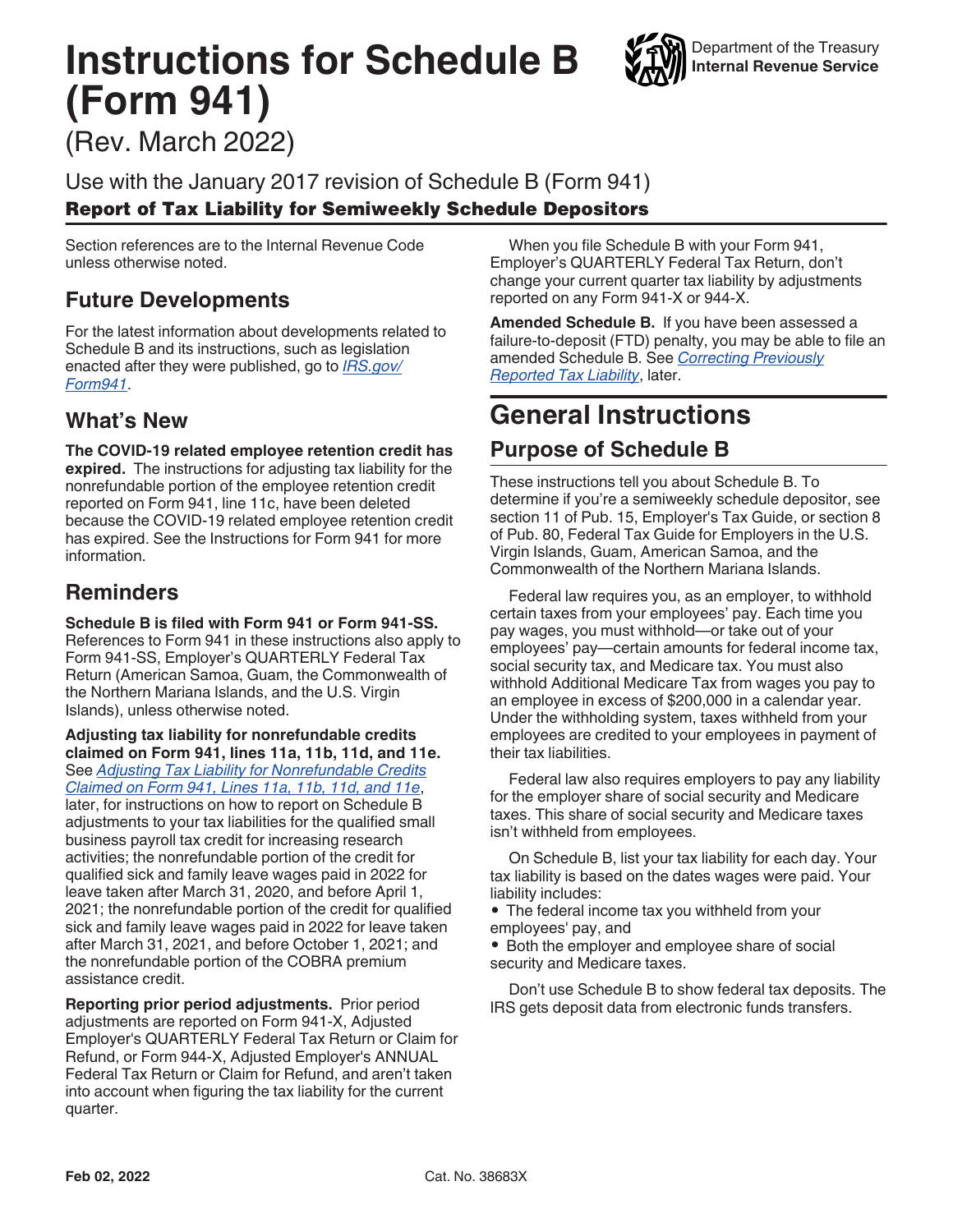# Instructions for Schedule B (Form 941)

(Rev. March 2022)

Department of the Treasury
**Internal Revenue Service**

Use with the January 2017 revision of Schedule B (Form 941)

**Report of Tax Liability for Semiweekly Schedule Depositors**

Section references are to the Internal Revenue Code unless otherwise noted.

## Future Developments

For the latest information about developments related to Schedule B and its instructions, such as legislation enacted after they were published, go to *IRS.gov/Form941*.

## What's New

**The COVID-19 related employee retention credit has expired.** The instructions for adjusting tax liability for the nonrefundable portion of the employee retention credit reported on Form 941, line 11c, have been deleted because the COVID-19 related employee retention credit has expired. See the Instructions for Form 941 for more information.

## Reminders

**Schedule B is filed with Form 941 or Form 941-SS.** References to Form 941 in these instructions also apply to Form 941-SS, Employer's QUARTERLY Federal Tax Return (American Samoa, Guam, the Commonwealth of the Northern Mariana Islands, and the U.S. Virgin Islands), unless otherwise noted.

**Adjusting tax liability for nonrefundable credits claimed on Form 941, lines 11a, 11b, 11d, and 11e.** See *Adjusting Tax Liability for Nonrefundable Credits Claimed on Form 941, Lines 11a, 11b, 11d, and 11e*, later, for instructions on how to report on Schedule B adjustments to your tax liabilities for the qualified small business payroll tax credit for increasing research activities; the nonrefundable portion of the credit for qualified sick and family leave wages paid in 2022 for leave taken after March 31, 2020, and before April 1, 2021; the nonrefundable portion of the credit for qualified sick and family leave wages paid in 2022 for leave taken after March 31, 2021, and before October 1, 2021; and the nonrefundable portion of the COBRA premium assistance credit.

**Reporting prior period adjustments.** Prior period adjustments are reported on Form 941-X, Adjusted Employer's QUARTERLY Federal Tax Return or Claim for Refund, or Form 944-X, Adjusted Employer's ANNUAL Federal Tax Return or Claim for Refund, and aren't taken into account when figuring the tax liability for the current quarter.

When you file Schedule B with your Form 941, Employer's QUARTERLY Federal Tax Return, don't change your current quarter tax liability by adjustments reported on any Form 941-X or 944-X.

**Amended Schedule B.** If you have been assessed a failure-to-deposit (FTD) penalty, you may be able to file an amended Schedule B. See *Correcting Previously Reported Tax Liability*, later.

# General Instructions

## Purpose of Schedule B

These instructions tell you about Schedule B. To determine if you're a semiweekly schedule depositor, see section 11 of Pub. 15, Employer's Tax Guide, or section 8 of Pub. 80, Federal Tax Guide for Employers in the U.S. Virgin Islands, Guam, American Samoa, and the Commonwealth of the Northern Mariana Islands.

Federal law requires you, as an employer, to withhold certain taxes from your employees' pay. Each time you pay wages, you must withhold—or take out of your employees' pay—certain amounts for federal income tax, social security tax, and Medicare tax. You must also withhold Additional Medicare Tax from wages you pay to an employee in excess of $200,000 in a calendar year. Under the withholding system, taxes withheld from your employees are credited to your employees in payment of their tax liabilities.

Federal law also requires employers to pay any liability for the employer share of social security and Medicare taxes. This share of social security and Medicare taxes isn't withheld from employees.

On Schedule B, list your tax liability for each day. Your tax liability is based on the dates wages were paid. Your liability includes:

- The federal income tax you withheld from your employees' pay, and
- Both the employer and employee share of social security and Medicare taxes.

Don't use Schedule B to show federal tax deposits. The IRS gets deposit data from electronic funds transfers.

Feb 02, 2022 Cat. No. 38683X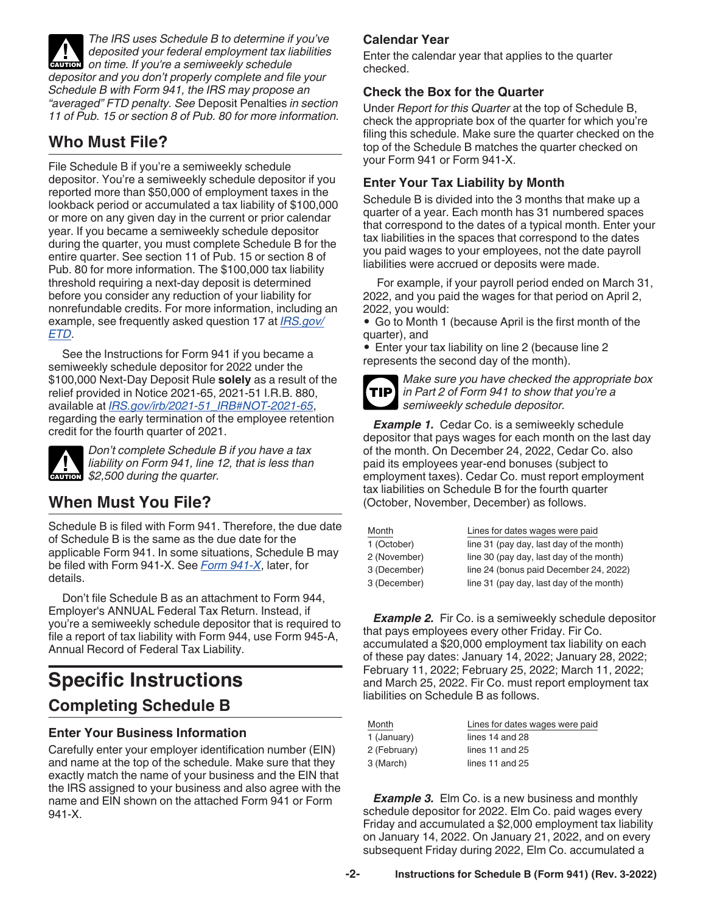*The IRS uses Schedule B to determine if you've deposited your federal employment tax liabilities on time. If you're a semiweekly schedule depositor and you don't properly complete and file your Schedule B with Form 941, the IRS may propose an "averaged" FTD penalty. See* Deposit Penalties *in section 11 of Pub. 15 or section 8 of Pub. 80 for more information.*

## Who Must File?

File Schedule B if you're a semiweekly schedule depositor. You're a semiweekly schedule depositor if you reported more than $50,000 of employment taxes in the lookback period or accumulated a tax liability of $100,000 or more on any given day in the current or prior calendar year. If you became a semiweekly schedule depositor during the quarter, you must complete Schedule B for the entire quarter. See section 11 of Pub. 15 or section 8 of Pub. 80 for more information. The $100,000 tax liability threshold requiring a next-day deposit is determined before you consider any reduction of your liability for nonrefundable credits. For more information, including an example, see frequently asked question 17 at *IRS.gov/ETD*.

See the Instructions for Form 941 if you became a semiweekly schedule depositor for 2022 under the $100,000 Next-Day Deposit Rule **solely** as a result of the relief provided in Notice 2021-65, 2021-51 I.R.B. 880, available at *IRS.gov/irb/2021-51_IRB#NOT-2021-65*, regarding the early termination of the employee retention credit for the fourth quarter of 2021.

*Don't complete Schedule B if you have a tax liability on Form 941, line 12, that is less than $2,500 during the quarter.*

## When Must You File?

Schedule B is filed with Form 941. Therefore, the due date of Schedule B is the same as the due date for the applicable Form 941. In some situations, Schedule B may be filed with Form 941-X. See *Form 941-X*, later, for details.

Don't file Schedule B as an attachment to Form 944, Employer's ANNUAL Federal Tax Return. Instead, if you're a semiweekly schedule depositor that is required to file a report of tax liability with Form 944, use Form 945-A, Annual Record of Federal Tax Liability.

# Specific Instructions

## Completing Schedule B

### Enter Your Business Information

Carefully enter your employer identification number (EIN) and name at the top of the schedule. Make sure that they exactly match the name of your business and the EIN that the IRS assigned to your business and also agree with the name and EIN shown on the attached Form 941 or Form 941-X.

### Calendar Year

Enter the calendar year that applies to the quarter checked.

### Check the Box for the Quarter

Under *Report for this Quarter* at the top of Schedule B, check the appropriate box of the quarter for which you're filing this schedule. Make sure the quarter checked on the top of the Schedule B matches the quarter checked on your Form 941 or Form 941-X.

### Enter Your Tax Liability by Month

Schedule B is divided into the 3 months that make up a quarter of a year. Each month has 31 numbered spaces that correspond to the dates of a typical month. Enter your tax liabilities in the spaces that correspond to the dates you paid wages to your employees, not the date payroll liabilities were accrued or deposits were made.

For example, if your payroll period ended on March 31, 2022, and you paid the wages for that period on April 2, 2022, you would:

- Go to Month 1 (because April is the first month of the quarter), and
- Enter your tax liability on line 2 (because line 2 represents the second day of the month).

*Make sure you have checked the appropriate box in Part 2 of Form 941 to show that you're a semiweekly schedule depositor.*

***Example 1.*** Cedar Co. is a semiweekly schedule depositor that pays wages for each month on the last day of the month. On December 24, 2022, Cedar Co. also paid its employees year-end bonuses (subject to employment taxes). Cedar Co. must report employment tax liabilities on Schedule B for the fourth quarter (October, November, December) as follows.

| Month | Lines for dates wages were paid |
|---|---|
| 1 (October) | line 31 (pay day, last day of the month) |
| 2 (November) | line 30 (pay day, last day of the month) |
| 3 (December) | line 24 (bonus paid December 24, 2022) |
| 3 (December) | line 31 (pay day, last day of the month) |

***Example 2.*** Fir Co. is a semiweekly schedule depositor that pays employees every other Friday. Fir Co. accumulated a $20,000 employment tax liability on each of these pay dates: January 14, 2022; January 28, 2022; February 11, 2022; February 25, 2022; March 11, 2022; and March 25, 2022. Fir Co. must report employment tax liabilities on Schedule B as follows.

| Month | Lines for dates wages were paid |
|---|---|
| 1 (January) | lines 14 and 28 |
| 2 (February) | lines 11 and 25 |
| 3 (March) | lines 11 and 25 |

***Example 3.*** Elm Co. is a new business and monthly schedule depositor for 2022. Elm Co. paid wages every Friday and accumulated a $2,000 employment tax liability on January 14, 2022. On January 21, 2022, and on every subsequent Friday during 2022, Elm Co. accumulated a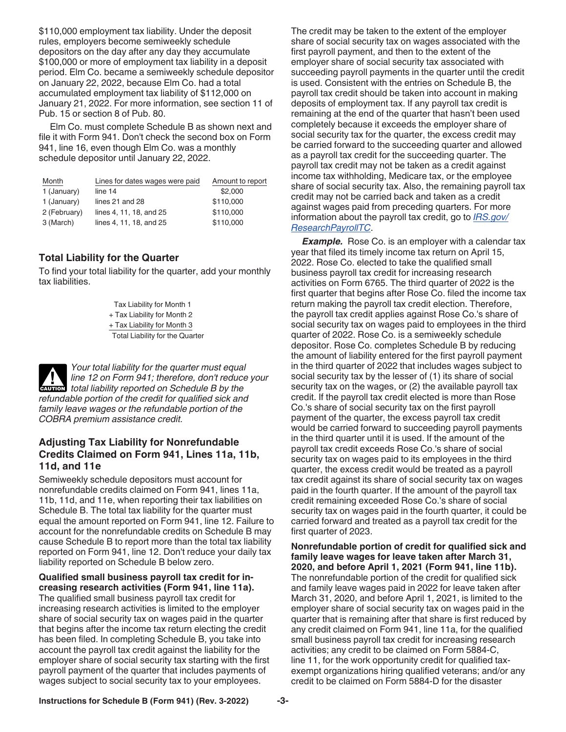$110,000 employment tax liability. Under the deposit rules, employers become semiweekly schedule depositors on the day after any day they accumulate $100,000 or more of employment tax liability in a deposit period. Elm Co. became a semiweekly schedule depositor on January 22, 2022, because Elm Co. had a total accumulated employment tax liability of $112,000 on January 21, 2022. For more information, see section 11 of Pub. 15 or section 8 of Pub. 80.

Elm Co. must complete Schedule B as shown next and file it with Form 941. Don't check the second box on Form 941, line 16, even though Elm Co. was a monthly schedule depositor until January 22, 2022.

| Month | Lines for dates wages were paid | Amount to report |
|---|---|---|
| 1 (January) | line 14 | $2,000 |
| 1 (January) | lines 21 and 28 | $110,000 |
| 2 (February) | lines 4, 11, 18, and 25 | $110,000 |
| 3 (March) | lines 4, 11, 18, and 25 | $110,000 |

## Total Liability for the Quarter

To find your total liability for the quarter, add your monthly tax liabilities.

Tax Liability for Month 1
+ Tax Liability for Month 2
+ Tax Liability for Month 3
Total Liability for the Quarter

**CAUTION** *Your total liability for the quarter must equal line 12 on Form 941; therefore, don't reduce your total liability reported on Schedule B by the refundable portion of the credit for qualified sick and family leave wages or the refundable portion of the COBRA premium assistance credit.*

## Adjusting Tax Liability for Nonrefundable Credits Claimed on Form 941, Lines 11a, 11b, 11d, and 11e

Semiweekly schedule depositors must account for nonrefundable credits claimed on Form 941, lines 11a, 11b, 11d, and 11e, when reporting their tax liabilities on Schedule B. The total tax liability for the quarter must equal the amount reported on Form 941, line 12. Failure to account for the nonrefundable credits on Schedule B may cause Schedule B to report more than the total tax liability reported on Form 941, line 12. Don't reduce your daily tax liability reported on Schedule B below zero.

**Qualified small business payroll tax credit for increasing research activities (Form 941, line 11a).** The qualified small business payroll tax credit for increasing research activities is limited to the employer share of social security tax on wages paid in the quarter that begins after the income tax return electing the credit has been filed. In completing Schedule B, you take into account the payroll tax credit against the liability for the employer share of social security tax starting with the first payroll payment of the quarter that includes payments of wages subject to social security tax to your employees. The credit may be taken to the extent of the employer share of social security tax on wages associated with the first payroll payment, and then to the extent of the employer share of social security tax associated with succeeding payroll payments in the quarter until the credit is used. Consistent with the entries on Schedule B, the payroll tax credit should be taken into account in making deposits of employment tax. If any payroll tax credit is remaining at the end of the quarter that hasn't been used completely because it exceeds the employer share of social security tax for the quarter, the excess credit may be carried forward to the succeeding quarter and allowed as a payroll tax credit for the succeeding quarter. The payroll tax credit may not be taken as a credit against income tax withholding, Medicare tax, or the employee share of social security tax. Also, the remaining payroll tax credit may not be carried back and taken as a credit against wages paid from preceding quarters. For more information about the payroll tax credit, go to *IRS.gov/ResearchPayrollTC*.

***Example.*** Rose Co. is an employer with a calendar tax year that filed its timely income tax return on April 15, 2022. Rose Co. elected to take the qualified small business payroll tax credit for increasing research activities on Form 6765. The third quarter of 2022 is the first quarter that begins after Rose Co. filed the income tax return making the payroll tax credit election. Therefore, the payroll tax credit applies against Rose Co.'s share of social security tax on wages paid to employees in the third quarter of 2022. Rose Co. is a semiweekly schedule depositor. Rose Co. completes Schedule B by reducing the amount of liability entered for the first payroll payment in the third quarter of 2022 that includes wages subject to social security tax by the lesser of (1) its share of social security tax on the wages, or (2) the available payroll tax credit. If the payroll tax credit elected is more than Rose Co.'s share of social security tax on the first payroll payment of the quarter, the excess payroll tax credit would be carried forward to succeeding payroll payments in the third quarter until it is used. If the amount of the payroll tax credit exceeds Rose Co.'s share of social security tax on wages paid to its employees in the third quarter, the excess credit would be treated as a payroll tax credit against its share of social security tax on wages paid in the fourth quarter. If the amount of the payroll tax credit remaining exceeded Rose Co.'s share of social security tax on wages paid in the fourth quarter, it could be carried forward and treated as a payroll tax credit for the first quarter of 2023.

**Nonrefundable portion of credit for qualified sick and family leave wages for leave taken after March 31, 2020, and before April 1, 2021 (Form 941, line 11b).** The nonrefundable portion of the credit for qualified sick and family leave wages paid in 2022 for leave taken after March 31, 2020, and before April 1, 2021, is limited to the employer share of social security tax on wages paid in the quarter that is remaining after that share is first reduced by any credit claimed on Form 941, line 11a, for the qualified small business payroll tax credit for increasing research activities; any credit to be claimed on Form 5884-C, line 11, for the work opportunity credit for qualified tax-exempt organizations hiring qualified veterans; and/or any credit to be claimed on Form 5884-D for the disaster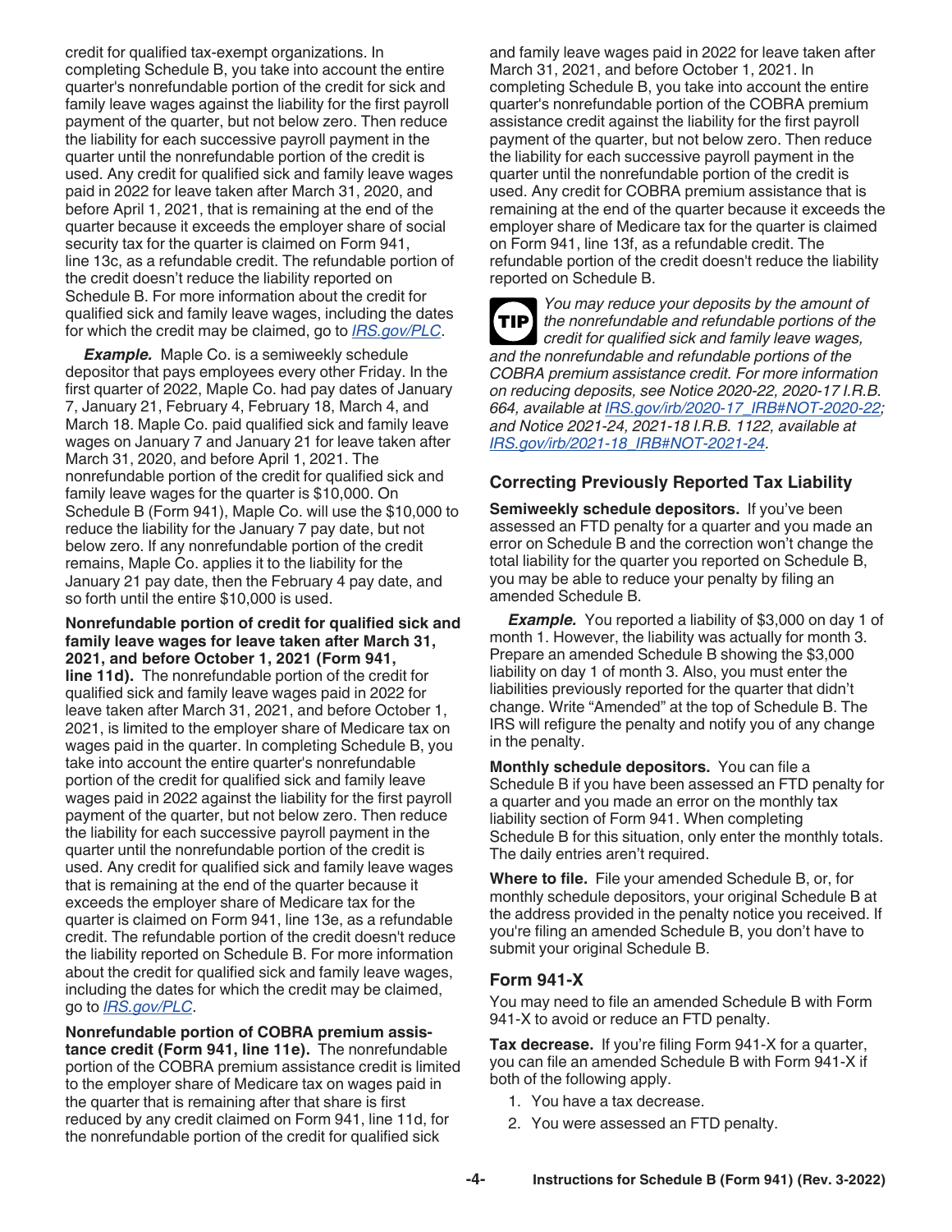credit for qualified tax-exempt organizations. In completing Schedule B, you take into account the entire quarter's nonrefundable portion of the credit for sick and family leave wages against the liability for the first payroll payment of the quarter, but not below zero. Then reduce the liability for each successive payroll payment in the quarter until the nonrefundable portion of the credit is used. Any credit for qualified sick and family leave wages paid in 2022 for leave taken after March 31, 2020, and before April 1, 2021, that is remaining at the end of the quarter because it exceeds the employer share of social security tax for the quarter is claimed on Form 941, line 13c, as a refundable credit. The refundable portion of the credit doesn't reduce the liability reported on Schedule B. For more information about the credit for qualified sick and family leave wages, including the dates for which the credit may be claimed, go to *IRS.gov/PLC*.

***Example.*** Maple Co. is a semiweekly schedule depositor that pays employees every other Friday. In the first quarter of 2022, Maple Co. had pay dates of January 7, January 21, February 4, February 18, March 4, and March 18. Maple Co. paid qualified sick and family leave wages on January 7 and January 21 for leave taken after March 31, 2020, and before April 1, 2021. The nonrefundable portion of the credit for qualified sick and family leave wages for the quarter is $10,000. On Schedule B (Form 941), Maple Co. will use the $10,000 to reduce the liability for the January 7 pay date, but not below zero. If any nonrefundable portion of the credit remains, Maple Co. applies it to the liability for the January 21 pay date, then the February 4 pay date, and so forth until the entire $10,000 is used.

**Nonrefundable portion of credit for qualified sick and family leave wages for leave taken after March 31, 2021, and before October 1, 2021 (Form 941, line 11d).** The nonrefundable portion of the credit for qualified sick and family leave wages paid in 2022 for leave taken after March 31, 2021, and before October 1, 2021, is limited to the employer share of Medicare tax on wages paid in the quarter. In completing Schedule B, you take into account the entire quarter's nonrefundable portion of the credit for qualified sick and family leave wages paid in 2022 against the liability for the first payroll payment of the quarter, but not below zero. Then reduce the liability for each successive payroll payment in the quarter until the nonrefundable portion of the credit is used. Any credit for qualified sick and family leave wages that is remaining at the end of the quarter because it exceeds the employer share of Medicare tax for the quarter is claimed on Form 941, line 13e, as a refundable credit. The refundable portion of the credit doesn't reduce the liability reported on Schedule B. For more information about the credit for qualified sick and family leave wages, including the dates for which the credit may be claimed, go to *IRS.gov/PLC*.

**Nonrefundable portion of COBRA premium assistance credit (Form 941, line 11e).** The nonrefundable portion of the COBRA premium assistance credit is limited to the employer share of Medicare tax on wages paid in the quarter that is remaining after that share is first reduced by any credit claimed on Form 941, line 11d, for the nonrefundable portion of the credit for qualified sick and family leave wages paid in 2022 for leave taken after March 31, 2021, and before October 1, 2021. In completing Schedule B, you take into account the entire quarter's nonrefundable portion of the COBRA premium assistance credit against the liability for the first payroll payment of the quarter, but not below zero. Then reduce the liability for each successive payroll payment in the quarter until the nonrefundable portion of the credit is used. Any credit for COBRA premium assistance that is remaining at the end of the quarter because it exceeds the employer share of Medicare tax for the quarter is claimed on Form 941, line 13f, as a refundable credit. The refundable portion of the credit doesn't reduce the liability reported on Schedule B.

**TIP** *You may reduce your deposits by the amount of the nonrefundable and refundable portions of the credit for qualified sick and family leave wages, and the nonrefundable and refundable portions of the COBRA premium assistance credit. For more information on reducing deposits, see Notice 2020-22, 2020-17 I.R.B. 664, available at IRS.gov/irb/2020-17_IRB#NOT-2020-22; and Notice 2021-24, 2021-18 I.R.B. 1122, available at IRS.gov/irb/2021-18_IRB#NOT-2021-24.*

## Correcting Previously Reported Tax Liability

**Semiweekly schedule depositors.** If you've been assessed an FTD penalty for a quarter and you made an error on Schedule B and the correction won't change the total liability for the quarter you reported on Schedule B, you may be able to reduce your penalty by filing an amended Schedule B.

***Example.*** You reported a liability of $3,000 on day 1 of month 1. However, the liability was actually for month 3. Prepare an amended Schedule B showing the $3,000 liability on day 1 of month 3. Also, you must enter the liabilities previously reported for the quarter that didn't change. Write "Amended" at the top of Schedule B. The IRS will refigure the penalty and notify you of any change in the penalty.

**Monthly schedule depositors.** You can file a Schedule B if you have been assessed an FTD penalty for a quarter and you made an error on the monthly tax liability section of Form 941. When completing Schedule B for this situation, only enter the monthly totals. The daily entries aren't required.

**Where to file.** File your amended Schedule B, or, for monthly schedule depositors, your original Schedule B at the address provided in the penalty notice you received. If you're filing an amended Schedule B, you don't have to submit your original Schedule B.

## Form 941-X

You may need to file an amended Schedule B with Form 941-X to avoid or reduce an FTD penalty.

**Tax decrease.** If you're filing Form 941-X for a quarter, you can file an amended Schedule B with Form 941-X if both of the following apply.

1. You have a tax decrease.
2. You were assessed an FTD penalty.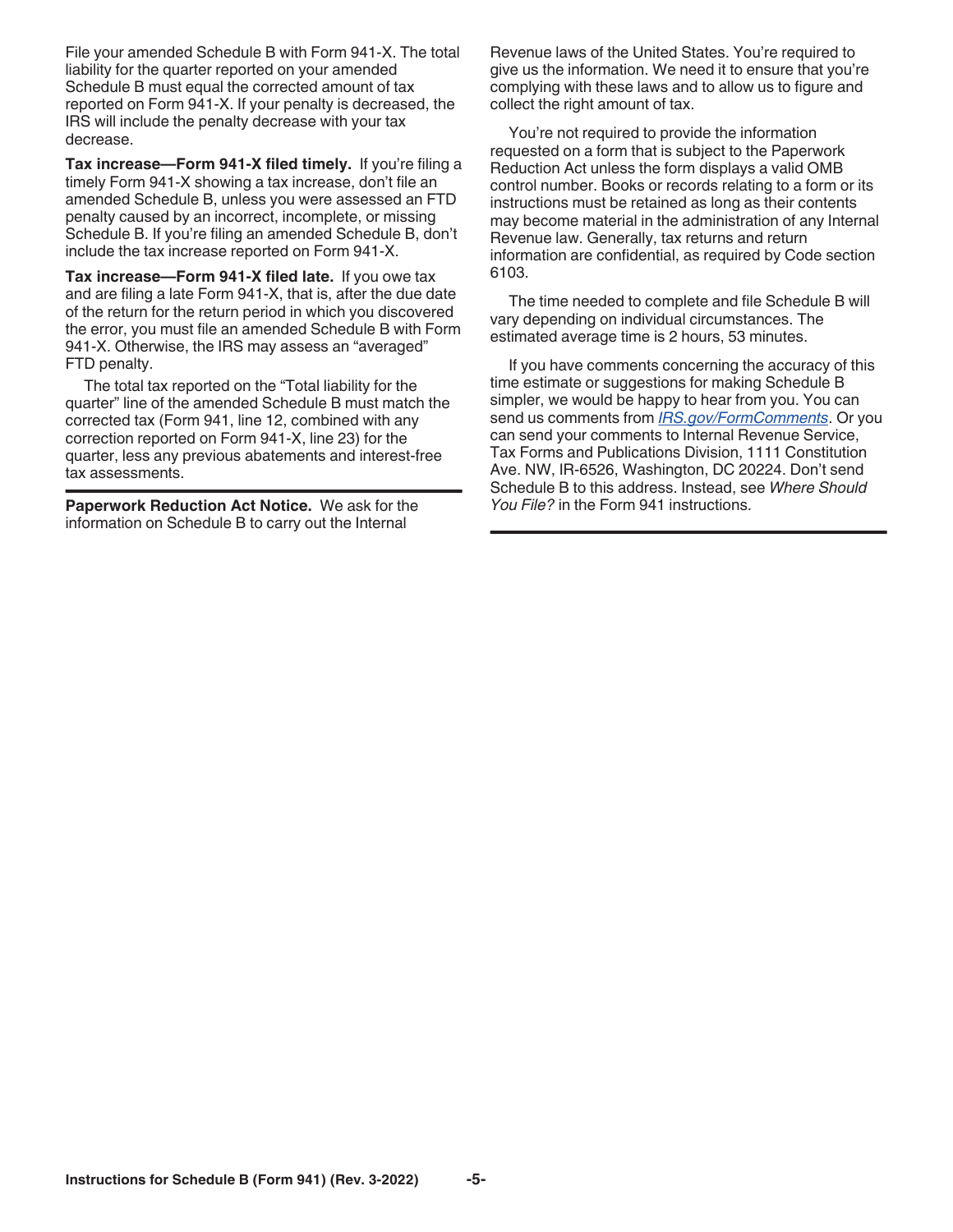File your amended Schedule B with Form 941-X. The total liability for the quarter reported on your amended Schedule B must equal the corrected amount of tax reported on Form 941-X. If your penalty is decreased, the IRS will include the penalty decrease with your tax decrease.

**Tax increase—Form 941-X filed timely.** If you're filing a timely Form 941-X showing a tax increase, don't file an amended Schedule B, unless you were assessed an FTD penalty caused by an incorrect, incomplete, or missing Schedule B. If you're filing an amended Schedule B, don't include the tax increase reported on Form 941-X.

**Tax increase—Form 941-X filed late.** If you owe tax and are filing a late Form 941-X, that is, after the due date of the return for the return period in which you discovered the error, you must file an amended Schedule B with Form 941-X. Otherwise, the IRS may assess an "averaged" FTD penalty.

The total tax reported on the "Total liability for the quarter" line of the amended Schedule B must match the corrected tax (Form 941, line 12, combined with any correction reported on Form 941-X, line 23) for the quarter, less any previous abatements and interest-free tax assessments.

**Paperwork Reduction Act Notice.** We ask for the information on Schedule B to carry out the Internal Revenue laws of the United States. You're required to give us the information. We need it to ensure that you're complying with these laws and to allow us to figure and collect the right amount of tax.

You're not required to provide the information requested on a form that is subject to the Paperwork Reduction Act unless the form displays a valid OMB control number. Books or records relating to a form or its instructions must be retained as long as their contents may become material in the administration of any Internal Revenue law. Generally, tax returns and return information are confidential, as required by Code section 6103.

The time needed to complete and file Schedule B will vary depending on individual circumstances. The estimated average time is 2 hours, 53 minutes.

If you have comments concerning the accuracy of this time estimate or suggestions for making Schedule B simpler, we would be happy to hear from you. You can send us comments from *IRS.gov/FormComments*. Or you can send your comments to Internal Revenue Service, Tax Forms and Publications Division, 1111 Constitution Ave. NW, IR-6526, Washington, DC 20224. Don't send Schedule B to this address. Instead, see *Where Should You File?* in the Form 941 instructions.